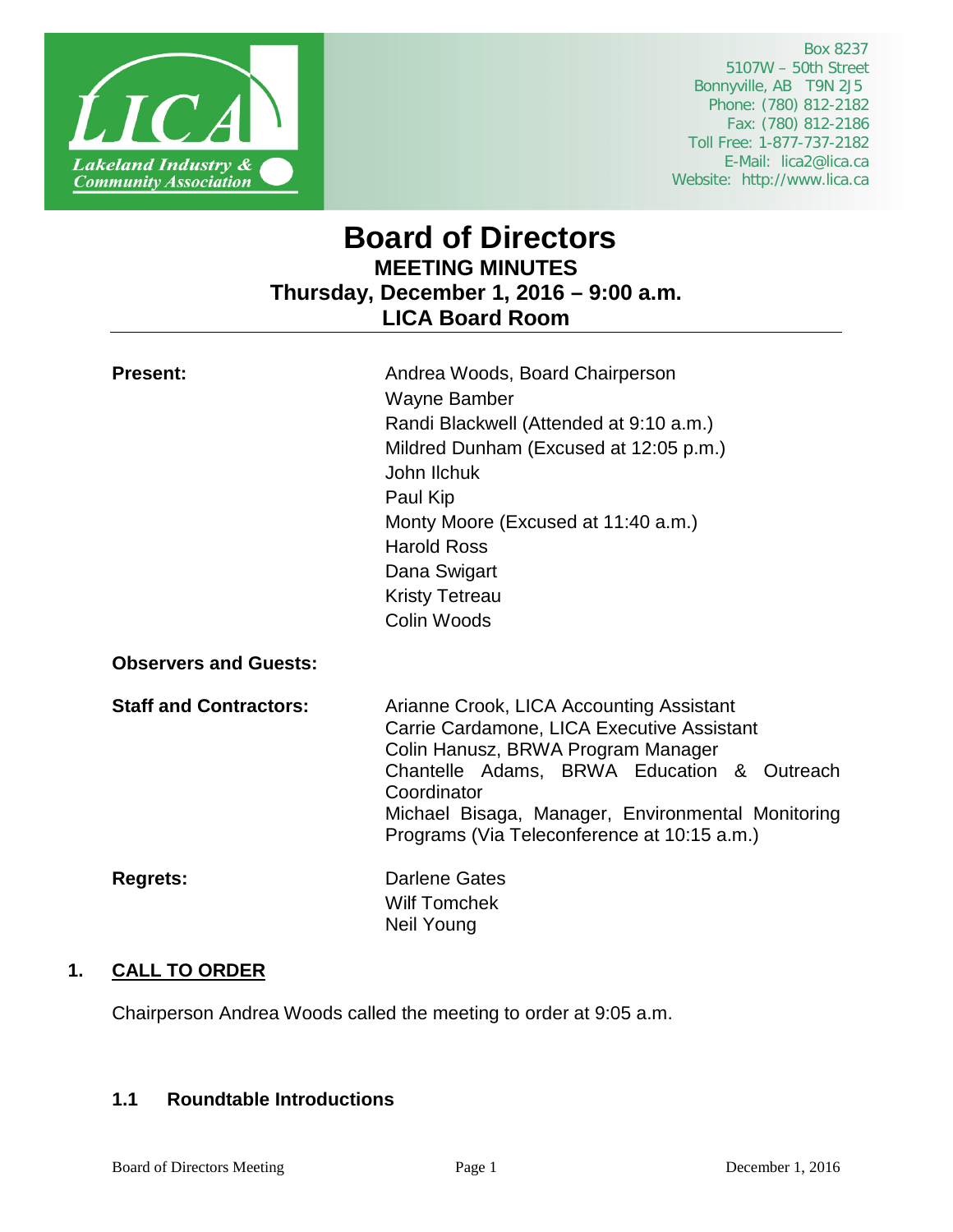LICA
Lakeland Industry & Community Association

Box 8237
5107W – 50th Street
Bonnyville, AB T9N 2J5
Phone: (780) 812-2182
Fax: (780) 812-2186
Toll Free: 1-877-737-2182
E-Mail: lica2@lica.ca
Website: http://www.lica.ca

# Board of Directors

## MEETING MINUTES

## Thursday, December 1, 2016 – 9:00 a.m.

## LICA Board Room

---

**Present:**

Andrea Woods, Board Chairperson
Wayne Bamber
Randi Blackwell (Attended at 9:10 a.m.)
Mildred Dunham (Excused at 12:05 p.m.)
John Ilchuk
Paul Kip
Monty Moore (Excused at 11:40 a.m.)
Harold Ross
Dana Swigart
Kristy Tetreau
Colin Woods

**Observers and Guests:**

**Staff and Contractors:**

Arianne Crook, LICA Accounting Assistant
Carrie Cardamone, LICA Executive Assistant
Colin Hanusz, BRWA Program Manager
Chantelle Adams, BRWA Education & Outreach Coordinator
Michael Bisaga, Manager, Environmental Monitoring Programs (Via Teleconference at 10:15 a.m.)

**Regrets:**

Darlene Gates
Wilf Tomchek
Neil Young

## 1. CALL TO ORDER

Chairperson Andrea Woods called the meeting to order at 9:05 a.m.

### 1.1 Roundtable Introductions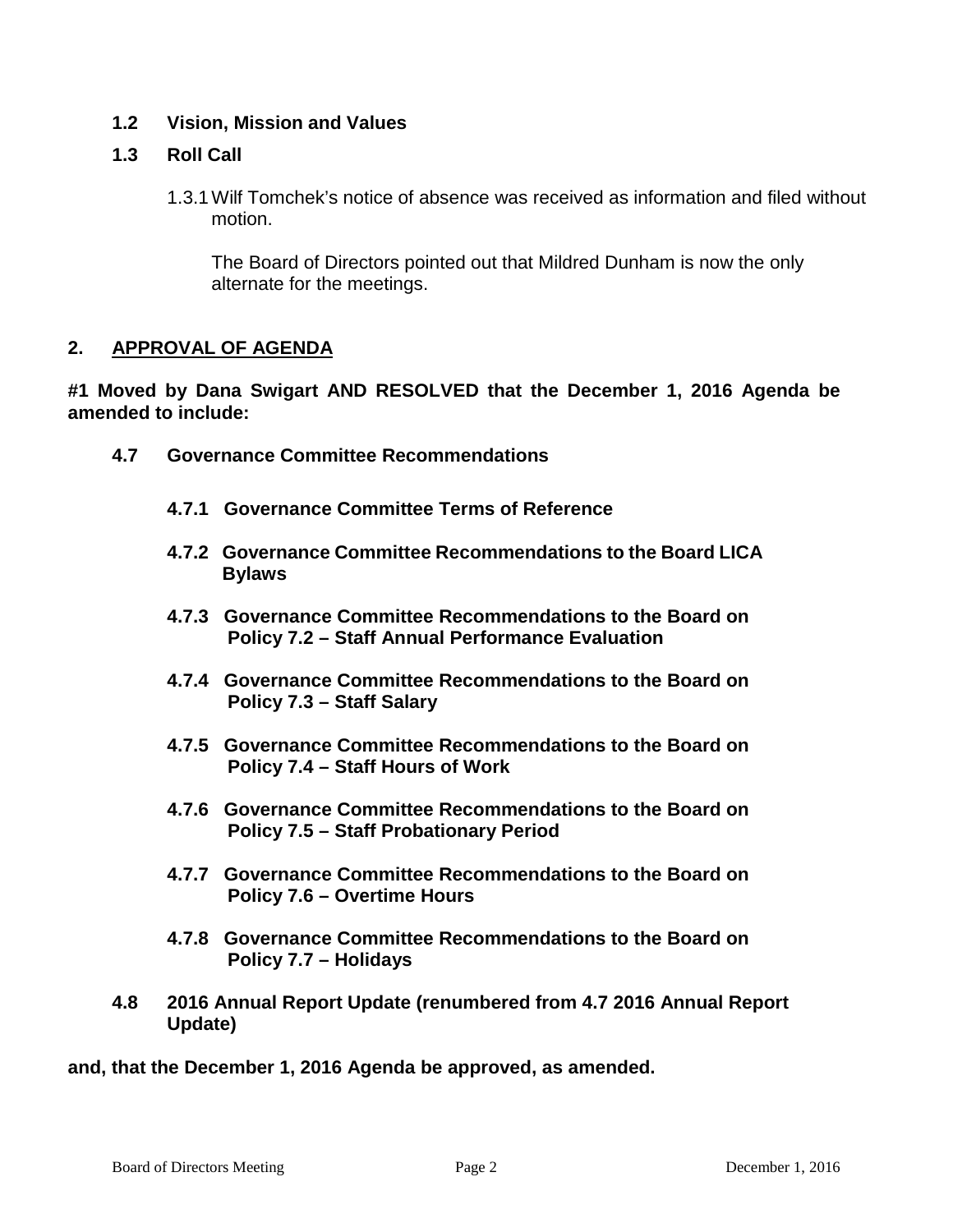**1.2 Vision, Mission and Values**

**1.3 Roll Call**

1.3.1 Wilf Tomchek's notice of absence was received as information and filed without motion.

The Board of Directors pointed out that Mildred Dunham is now the only alternate for the meetings.

## 2. APPROVAL OF AGENDA

**#1 Moved by Dana Swigart AND RESOLVED that the December 1, 2016 Agenda be amended to include:**

**4.7 Governance Committee Recommendations**

**4.7.1 Governance Committee Terms of Reference**

**4.7.2 Governance Committee Recommendations to the Board LICA Bylaws**

**4.7.3 Governance Committee Recommendations to the Board on Policy 7.2 – Staff Annual Performance Evaluation**

**4.7.4 Governance Committee Recommendations to the Board on Policy 7.3 – Staff Salary**

**4.7.5 Governance Committee Recommendations to the Board on Policy 7.4 – Staff Hours of Work**

**4.7.6 Governance Committee Recommendations to the Board on Policy 7.5 – Staff Probationary Period**

**4.7.7 Governance Committee Recommendations to the Board on Policy 7.6 – Overtime Hours**

**4.7.8 Governance Committee Recommendations to the Board on Policy 7.7 – Holidays**

**4.8 2016 Annual Report Update (renumbered from 4.7 2016 Annual Report Update)**

**and, that the December 1, 2016 Agenda be approved, as amended.**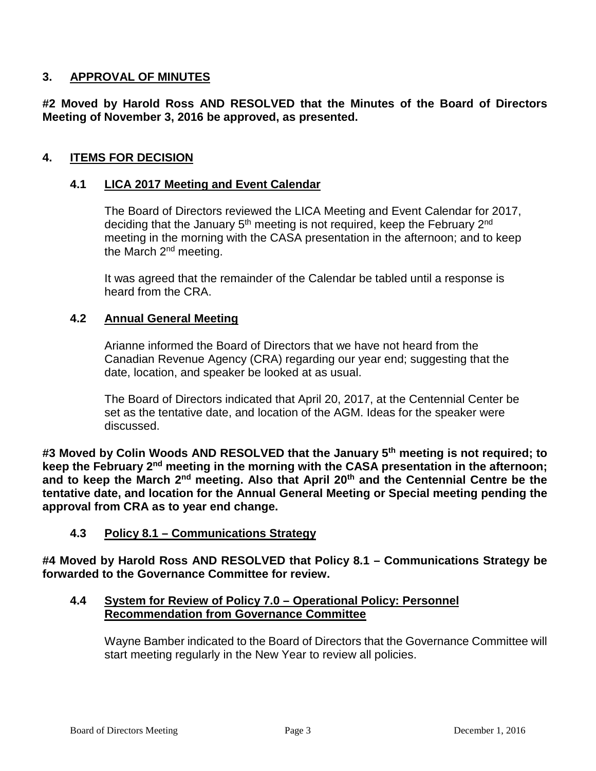## 3. APPROVAL OF MINUTES

**#2 Moved by Harold Ross AND RESOLVED that the Minutes of the Board of Directors Meeting of November 3, 2016 be approved, as presented.**

## 4. ITEMS FOR DECISION

### 4.1 LICA 2017 Meeting and Event Calendar

The Board of Directors reviewed the LICA Meeting and Event Calendar for 2017, deciding that the January 5th meeting is not required, keep the February 2nd meeting in the morning with the CASA presentation in the afternoon; and to keep the March 2nd meeting.

It was agreed that the remainder of the Calendar be tabled until a response is heard from the CRA.

### 4.2 Annual General Meeting

Arianne informed the Board of Directors that we have not heard from the Canadian Revenue Agency (CRA) regarding our year end; suggesting that the date, location, and speaker be looked at as usual.

The Board of Directors indicated that April 20, 2017, at the Centennial Center be set as the tentative date, and location of the AGM. Ideas for the speaker were discussed.

**#3 Moved by Colin Woods AND RESOLVED that the January 5th meeting is not required; to keep the February 2nd meeting in the morning with the CASA presentation in the afternoon; and to keep the March 2nd meeting. Also that April 20th and the Centennial Centre be the tentative date, and location for the Annual General Meeting or Special meeting pending the approval from CRA as to year end change.**

### 4.3 Policy 8.1 – Communications Strategy

**#4 Moved by Harold Ross AND RESOLVED that Policy 8.1 – Communications Strategy be forwarded to the Governance Committee for review.**

### 4.4 System for Review of Policy 7.0 – Operational Policy: Personnel Recommendation from Governance Committee

Wayne Bamber indicated to the Board of Directors that the Governance Committee will start meeting regularly in the New Year to review all policies.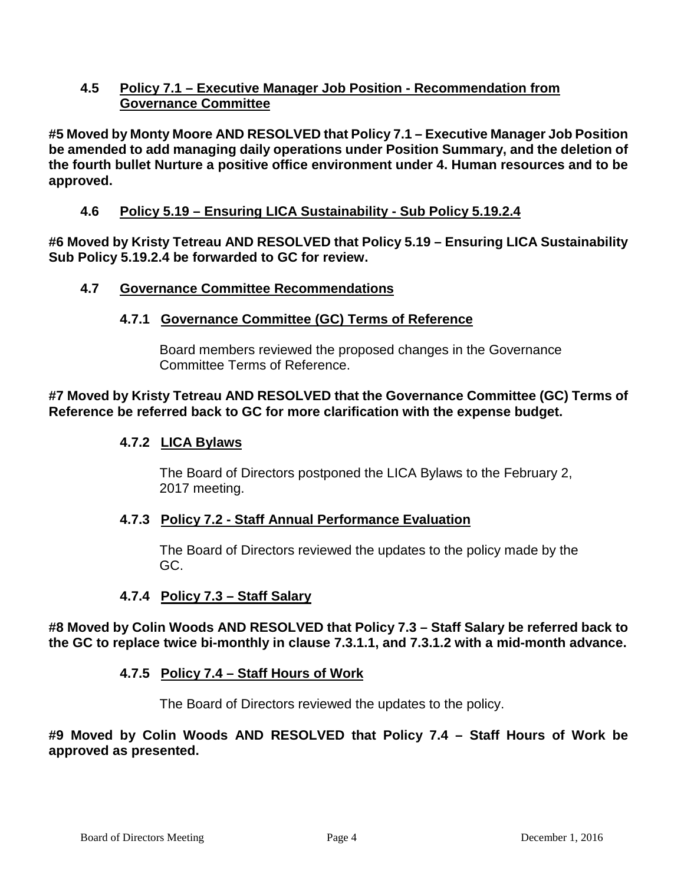### 4.5 Policy 7.1 – Executive Manager Job Position - Recommendation from Governance Committee

**#5 Moved by Monty Moore AND RESOLVED that Policy 7.1 – Executive Manager Job Position be amended to add managing daily operations under Position Summary, and the deletion of the fourth bullet Nurture a positive office environment under 4. Human resources and to be approved.**

### 4.6 Policy 5.19 – Ensuring LICA Sustainability - Sub Policy 5.19.2.4

**#6 Moved by Kristy Tetreau AND RESOLVED that Policy 5.19 – Ensuring LICA Sustainability Sub Policy 5.19.2.4 be forwarded to GC for review.**

### 4.7 Governance Committee Recommendations

#### 4.7.1 Governance Committee (GC) Terms of Reference

Board members reviewed the proposed changes in the Governance Committee Terms of Reference.

**#7 Moved by Kristy Tetreau AND RESOLVED that the Governance Committee (GC) Terms of Reference be referred back to GC for more clarification with the expense budget.**

#### 4.7.2 LICA Bylaws

The Board of Directors postponed the LICA Bylaws to the February 2, 2017 meeting.

#### 4.7.3 Policy 7.2 - Staff Annual Performance Evaluation

The Board of Directors reviewed the updates to the policy made by the GC.

#### 4.7.4 Policy 7.3 – Staff Salary

**#8 Moved by Colin Woods AND RESOLVED that Policy 7.3 – Staff Salary be referred back to the GC to replace twice bi-monthly in clause 7.3.1.1, and 7.3.1.2 with a mid-month advance.**

#### 4.7.5 Policy 7.4 – Staff Hours of Work

The Board of Directors reviewed the updates to the policy.

**#9 Moved by Colin Woods AND RESOLVED that Policy 7.4 – Staff Hours of Work be approved as presented.**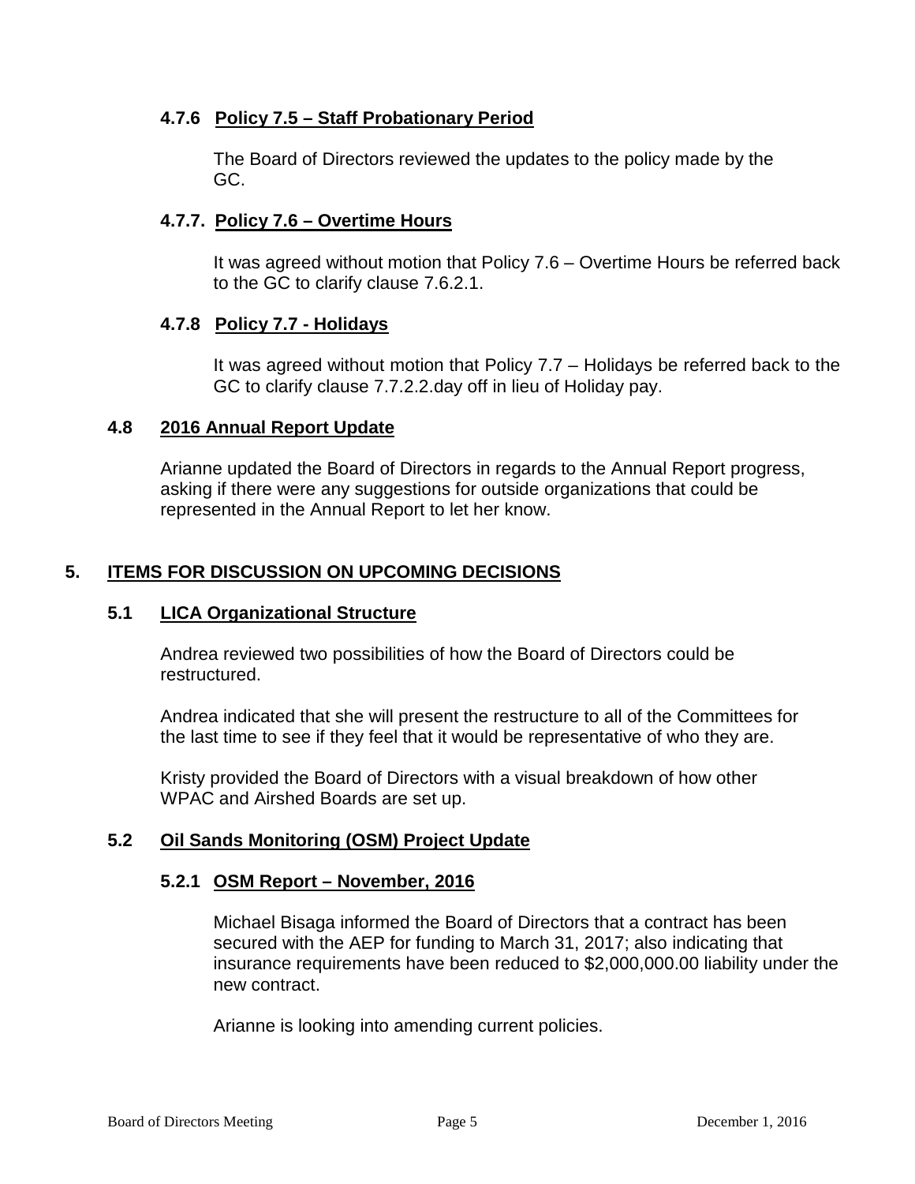#### 4.7.6 Policy 7.5 – Staff Probationary Period

The Board of Directors reviewed the updates to the policy made by the GC.

#### 4.7.7. Policy 7.6 – Overtime Hours

It was agreed without motion that Policy 7.6 – Overtime Hours be referred back to the GC to clarify clause 7.6.2.1.

#### 4.7.8 Policy 7.7 - Holidays

It was agreed without motion that Policy 7.7 – Holidays be referred back to the GC to clarify clause 7.7.2.2.day off in lieu of Holiday pay.

### 4.8 2016 Annual Report Update

Arianne updated the Board of Directors in regards to the Annual Report progress, asking if there were any suggestions for outside organizations that could be represented in the Annual Report to let her know.

## 5. ITEMS FOR DISCUSSION ON UPCOMING DECISIONS

### 5.1 LICA Organizational Structure

Andrea reviewed two possibilities of how the Board of Directors could be restructured.

Andrea indicated that she will present the restructure to all of the Committees for the last time to see if they feel that it would be representative of who they are.

Kristy provided the Board of Directors with a visual breakdown of how other WPAC and Airshed Boards are set up.

### 5.2 Oil Sands Monitoring (OSM) Project Update

#### 5.2.1 OSM Report – November, 2016

Michael Bisaga informed the Board of Directors that a contract has been secured with the AEP for funding to March 31, 2017; also indicating that insurance requirements have been reduced to $2,000,000.00 liability under the new contract.

Arianne is looking into amending current policies.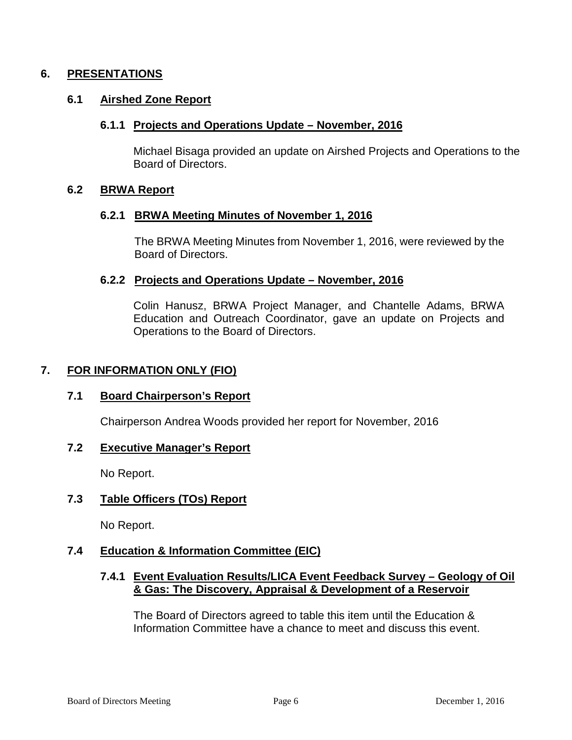# 6. PRESENTATIONS

## 6.1 Airshed Zone Report

### 6.1.1 Projects and Operations Update – November, 2016

Michael Bisaga provided an update on Airshed Projects and Operations to the Board of Directors.

## 6.2 BRWA Report

### 6.2.1 BRWA Meeting Minutes of November 1, 2016

The BRWA Meeting Minutes from November 1, 2016, were reviewed by the Board of Directors.

### 6.2.2 Projects and Operations Update – November, 2016

Colin Hanusz, BRWA Project Manager, and Chantelle Adams, BRWA Education and Outreach Coordinator, gave an update on Projects and Operations to the Board of Directors.

# 7. FOR INFORMATION ONLY (FIO)

## 7.1 Board Chairperson's Report

Chairperson Andrea Woods provided her report for November, 2016

## 7.2 Executive Manager's Report

No Report.

## 7.3 Table Officers (TOs) Report

No Report.

## 7.4 Education & Information Committee (EIC)

### 7.4.1 Event Evaluation Results/LICA Event Feedback Survey – Geology of Oil & Gas: The Discovery, Appraisal & Development of a Reservoir

The Board of Directors agreed to table this item until the Education & Information Committee have a chance to meet and discuss this event.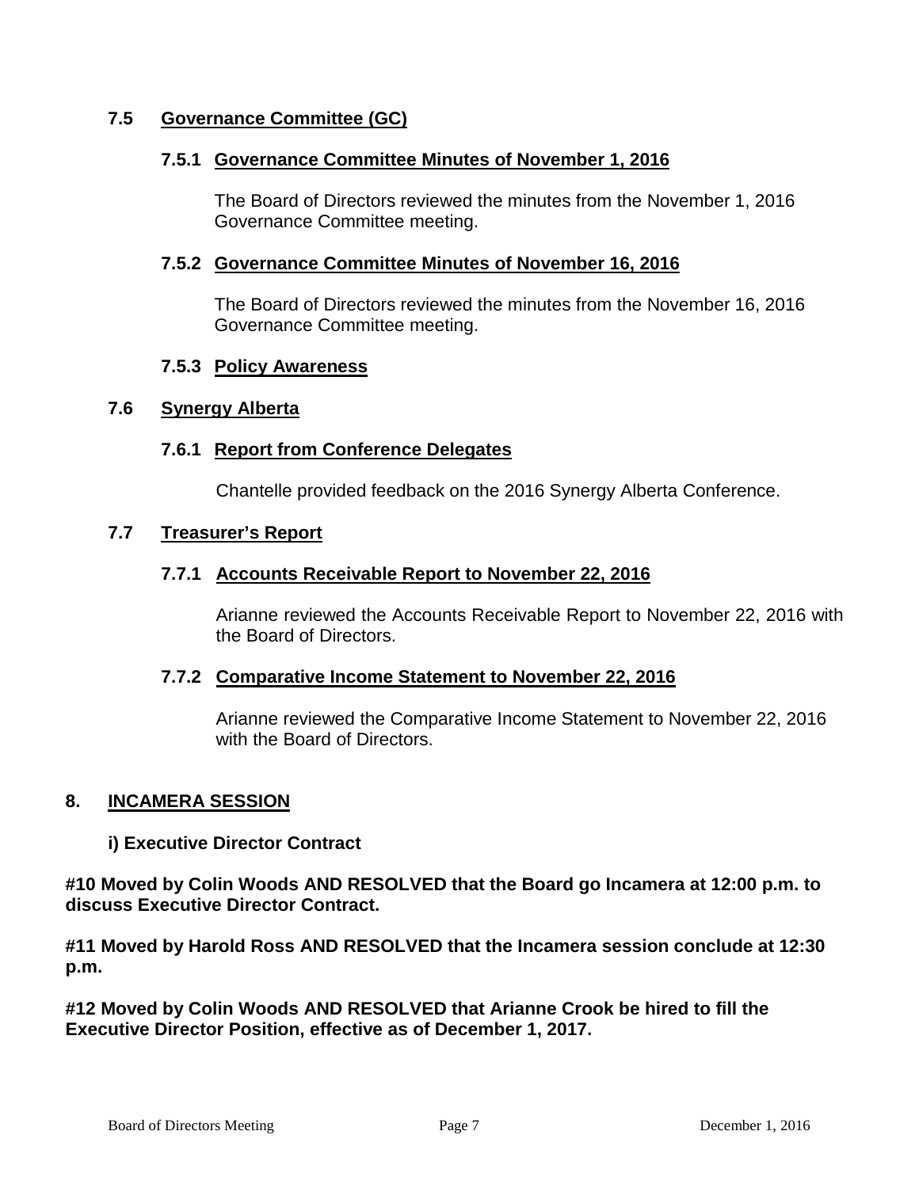### 7.5 Governance Committee (GC)

#### 7.5.1 Governance Committee Minutes of November 1, 2016

The Board of Directors reviewed the minutes from the November 1, 2016 Governance Committee meeting.

#### 7.5.2 Governance Committee Minutes of November 16, 2016

The Board of Directors reviewed the minutes from the November 16, 2016 Governance Committee meeting.

#### 7.5.3 Policy Awareness

### 7.6 Synergy Alberta

#### 7.6.1 Report from Conference Delegates

Chantelle provided feedback on the 2016 Synergy Alberta Conference.

### 7.7 Treasurer's Report

#### 7.7.1 Accounts Receivable Report to November 22, 2016

Arianne reviewed the Accounts Receivable Report to November 22, 2016 with the Board of Directors.

#### 7.7.2 Comparative Income Statement to November 22, 2016

Arianne reviewed the Comparative Income Statement to November 22, 2016 with the Board of Directors.

## 8. INCAMERA SESSION

**i) Executive Director Contract**

**#10 Moved by Colin Woods AND RESOLVED that the Board go Incamera at 12:00 p.m. to discuss Executive Director Contract.**

**#11 Moved by Harold Ross AND RESOLVED that the Incamera session conclude at 12:30 p.m.**

**#12 Moved by Colin Woods AND RESOLVED that Arianne Crook be hired to fill the Executive Director Position, effective as of December 1, 2017.**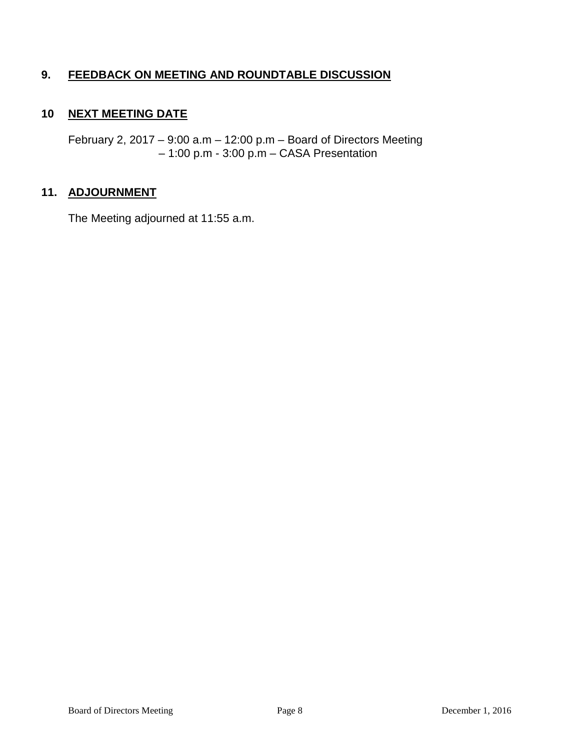## 9. FEEDBACK ON MEETING AND ROUNDTABLE DISCUSSION

## 10 NEXT MEETING DATE

February 2, 2017 – 9:00 a.m – 12:00 p.m – Board of Directors Meeting
– 1:00 p.m - 3:00 p.m – CASA Presentation

## 11. ADJOURNMENT

The Meeting adjourned at 11:55 a.m.